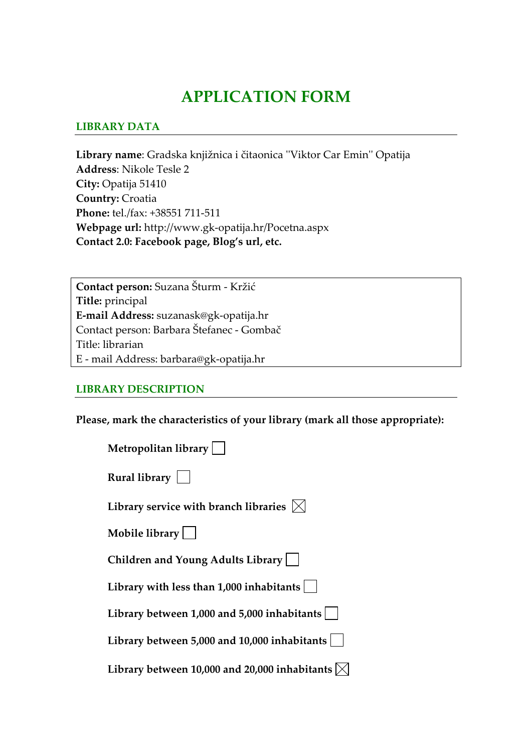# APPLICATION FORM

## LIBRARY DATA

**Library name**: Gradska knjižnica i čitaonica "Viktor Car Emin" Opatija
**Address**: Nikole Tesle 2
**City:** Opatija 51410
**Country:** Croatia
**Phone:** tel./fax: +38551 711-511
**Webpage url:** http://www.gk-opatija.hr/Pocetna.aspx
**Contact 2.0: Facebook page, Blog's url, etc.**

**Contact person:** Suzana Šturm - Kržić
**Title:** principal
**E-mail Address:** suzanask@gk-opatija.hr
Contact person: Barbara Štefanec - Gombač
Title: librarian
E - mail Address: barbara@gk-opatija.hr

## LIBRARY DESCRIPTION

**Please, mark the characteristics of your library (mark all those appropriate):**

- **Metropolitan library** ☐
- **Rural library** ☐
- **Library service with branch libraries** ☒
- **Mobile library** ☐
- **Children and Young Adults Library** ☐
- **Library with less than 1,000 inhabitants** ☐
- **Library between 1,000 and 5,000 inhabitants** ☐
- **Library between 5,000 and 10,000 inhabitants** ☐
- **Library between 10,000 and 20,000 inhabitants** ☒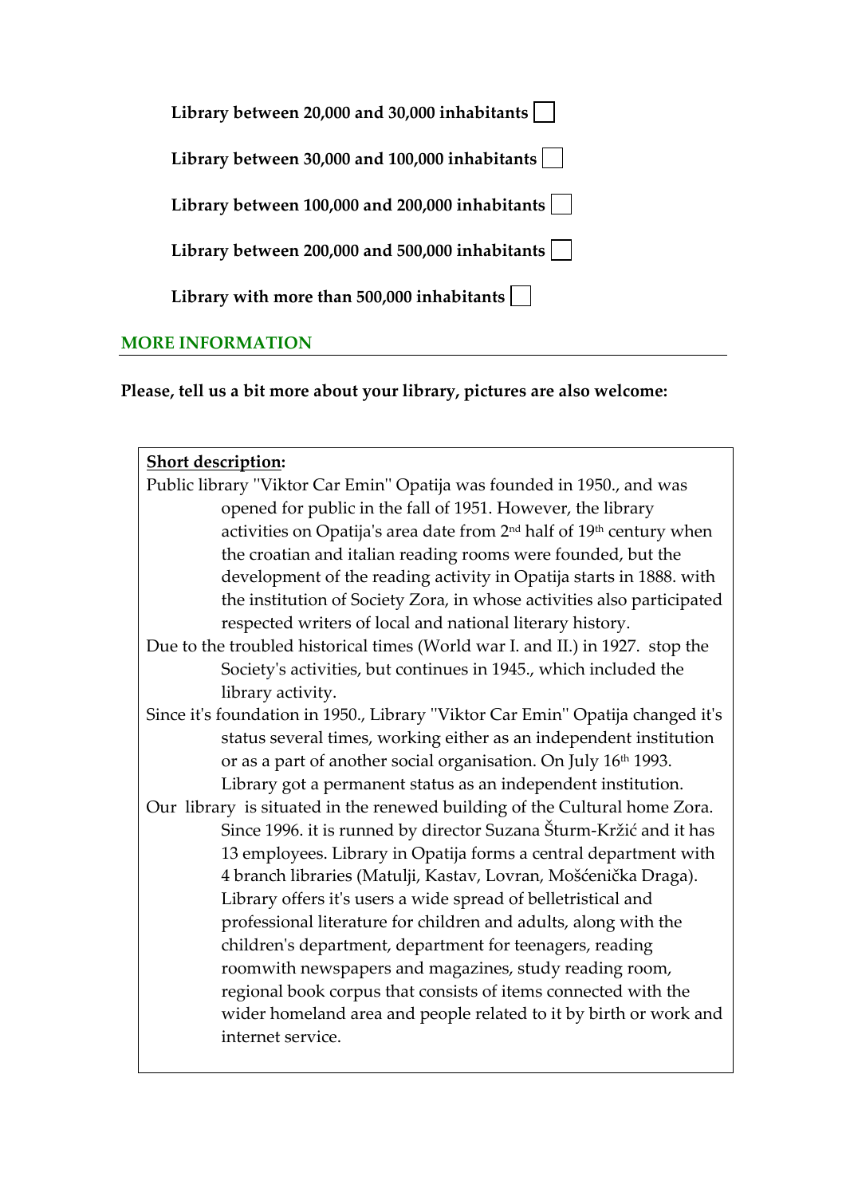**Library between 20,000 and 30,000 inhabitants** ☐

**Library between 30,000 and 100,000 inhabitants** ☐

**Library between 100,000 and 200,000 inhabitants** ☐

**Library between 200,000 and 500,000 inhabitants** ☐

**Library with more than 500,000 inhabitants** ☐

## MORE INFORMATION

**Please, tell us a bit more about your library, pictures are also welcome:**

**<u>Short description</u>:**

Public library ''Viktor Car Emin'' Opatija was founded in 1950., and was opened for public in the fall of 1951. However, the library activities on Opatija's area date from 2nd half of 19th century when the croatian and italian reading rooms were founded, but the development of the reading activity in Opatija starts in 1888. with the institution of Society Zora, in whose activities also participated respected writers of local and national literary history.

Due to the troubled historical times (World war I. and II.) in 1927. stop the Society's activities, but continues in 1945., which included the library activity.

Since it's foundation in 1950., Library ''Viktor Car Emin'' Opatija changed it's status several times, working either as an independent institution or as a part of another social organisation. On July 16th 1993. Library got a permanent status as an independent institution.

Our library is situated in the renewed building of the Cultural home Zora. Since 1996. it is runned by director Suzana Šturm-Kržić and it has 13 employees. Library in Opatija forms a central department with 4 branch libraries (Matulji, Kastav, Lovran, Mošćenička Draga). Library offers it's users a wide spread of belletristical and professional literature for children and adults, along with the children's department, department for teenagers, reading roomwith newspapers and magazines, study reading room, regional book corpus that consists of items connected with the wider homeland area and people related to it by birth or work and internet service.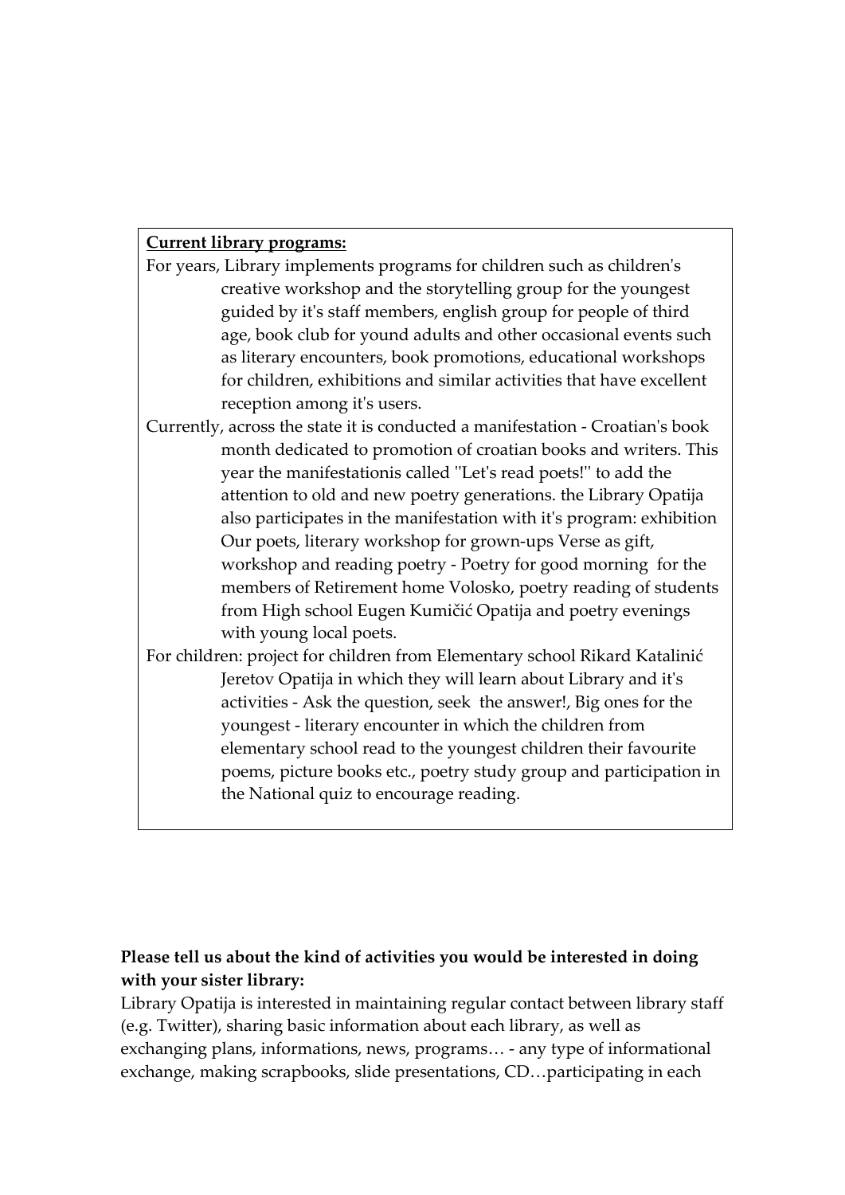**<u>Current library programs:</u>**

For years, Library implements programs for children such as children's creative workshop and the storytelling group for the youngest guided by it's staff members, english group for people of third age, book club for yound adults and other occasional events such as literary encounters, book promotions, educational workshops for children, exhibitions and similar activities that have excellent reception among it's users.

Currently, across the state it is conducted a manifestation - Croatian's book month dedicated to promotion of croatian books and writers. This year the manifestationis called ''Let's read poets!'' to add the attention to old and new poetry generations. the Library Opatija also participates in the manifestation with it's program: exhibition Our poets, literary workshop for grown-ups Verse as gift, workshop and reading poetry - Poetry for good morning for the members of Retirement home Volosko, poetry reading of students from High school Eugen Kumičić Opatija and poetry evenings with young local poets.

For children: project for children from Elementary school Rikard Katalinić Jeretov Opatija in which they will learn about Library and it's activities - Ask the question, seek the answer!, Big ones for the youngest - literary encounter in which the children from elementary school read to the youngest children their favourite poems, picture books etc., poetry study group and participation in the National quiz to encourage reading.

**Please tell us about the kind of activities you would be interested in doing with your sister library:**

Library Opatija is interested in maintaining regular contact between library staff (e.g. Twitter), sharing basic information about each library, as well as exchanging plans, informations, news, programs… - any type of informational exchange, making scrapbooks, slide presentations, CD…participating in each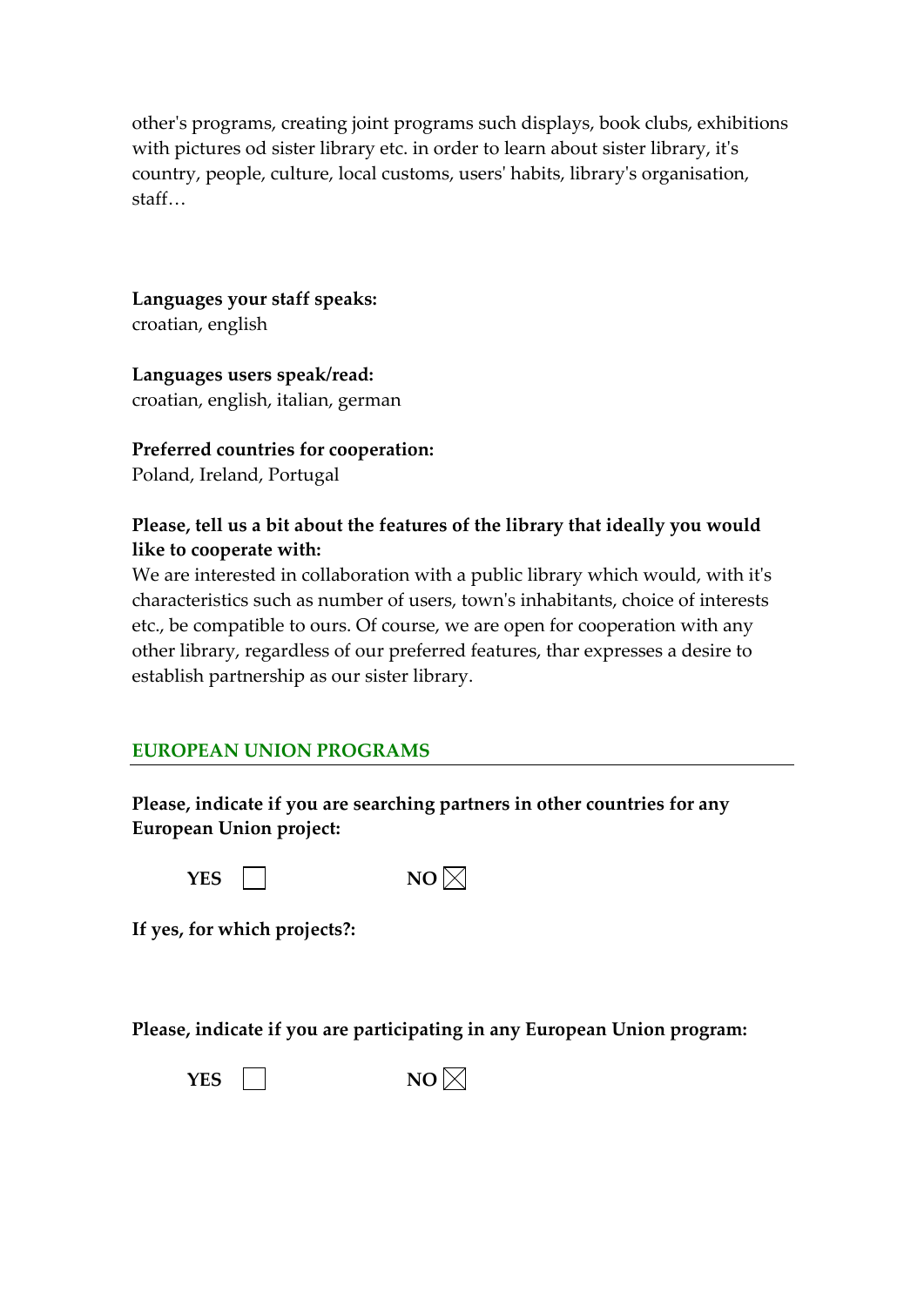other's programs, creating joint programs such displays, book clubs, exhibitions with pictures od sister library etc. in order to learn about sister library, it's country, people, culture, local customs, users' habits, library's organisation, staff…

**Languages your staff speaks:**
croatian, english

**Languages users speak/read:**
croatian, english, italian, german

**Preferred countries for cooperation:**
Poland, Ireland, Portugal

**Please, tell us a bit about the features of the library that ideally you would like to cooperate with:**
We are interested in collaboration with a public library which would, with it's characteristics such as number of users, town's inhabitants, choice of interests etc., be compatible to ours. Of course, we are open for cooperation with any other library, regardless of our preferred features, thar expresses a desire to establish partnership as our sister library.

## EUROPEAN UNION PROGRAMS

**Please, indicate if you are searching partners in other countries for any European Union project:**

**YES** ☐ **NO** ☒

**If yes, for which projects?:**

**Please, indicate if you are participating in any European Union program:**

**YES** ☐ **NO** ☒